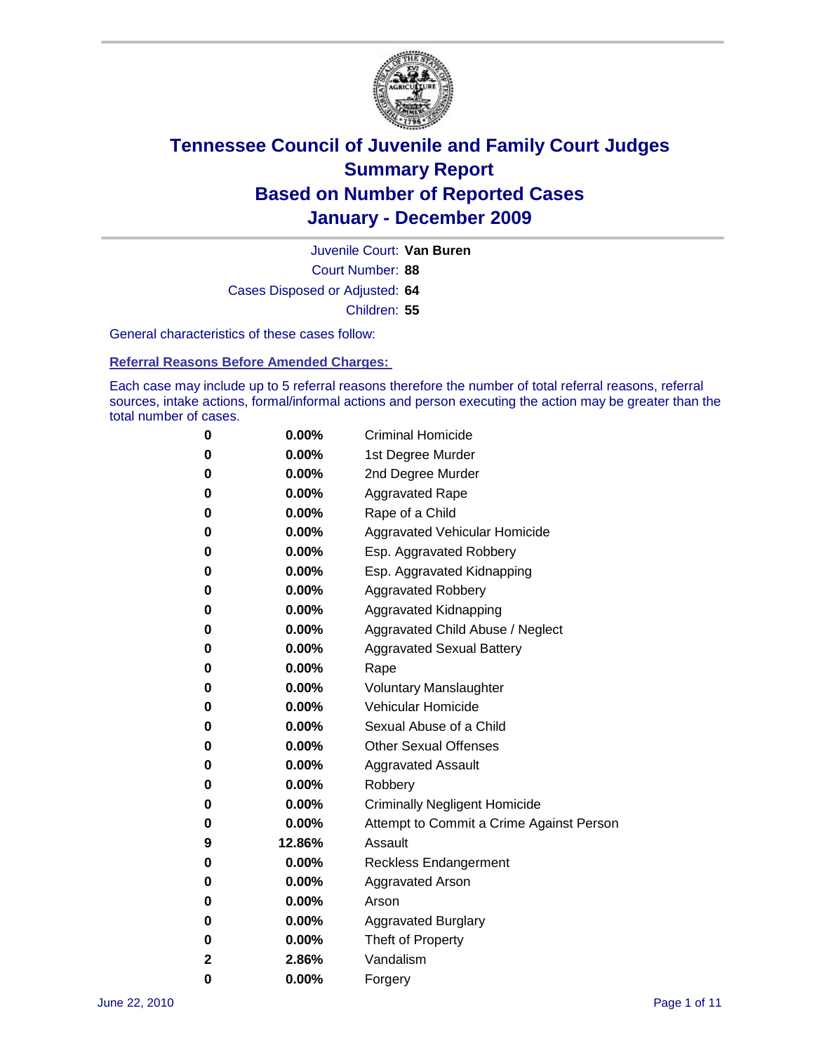# Tennessee Council of Juvenile and Family Court Judges
## Summary Report
## Based on Number of Reported Cases
## January - December 2009

Juvenile Court: **Van Buren**

Court Number: **88**

Cases Disposed or Adjusted: **64**

Children: **55**

General characteristics of these cases follow:

### Referral Reasons Before Amended Charges:

Each case may include up to 5 referral reasons therefore the number of total referral reasons, referral sources, intake actions, formal/informal actions and person executing the action may be greater than the total number of cases.

| Count | Percent | Referral Reason |
|---|---|---|
| 0 | 0.00% | Criminal Homicide |
| 0 | 0.00% | 1st Degree Murder |
| 0 | 0.00% | 2nd Degree Murder |
| 0 | 0.00% | Aggravated Rape |
| 0 | 0.00% | Rape of a Child |
| 0 | 0.00% | Aggravated Vehicular Homicide |
| 0 | 0.00% | Esp. Aggravated Robbery |
| 0 | 0.00% | Esp. Aggravated Kidnapping |
| 0 | 0.00% | Aggravated Robbery |
| 0 | 0.00% | Aggravated Kidnapping |
| 0 | 0.00% | Aggravated Child Abuse / Neglect |
| 0 | 0.00% | Aggravated Sexual Battery |
| 0 | 0.00% | Rape |
| 0 | 0.00% | Voluntary Manslaughter |
| 0 | 0.00% | Vehicular Homicide |
| 0 | 0.00% | Sexual Abuse of a Child |
| 0 | 0.00% | Other Sexual Offenses |
| 0 | 0.00% | Aggravated Assault |
| 0 | 0.00% | Robbery |
| 0 | 0.00% | Criminally Negligent Homicide |
| 0 | 0.00% | Attempt to Commit a Crime Against Person |
| 9 | 12.86% | Assault |
| 0 | 0.00% | Reckless Endangerment |
| 0 | 0.00% | Aggravated Arson |
| 0 | 0.00% | Arson |
| 0 | 0.00% | Aggravated Burglary |
| 0 | 0.00% | Theft of Property |
| 2 | 2.86% | Vandalism |
| 0 | 0.00% | Forgery |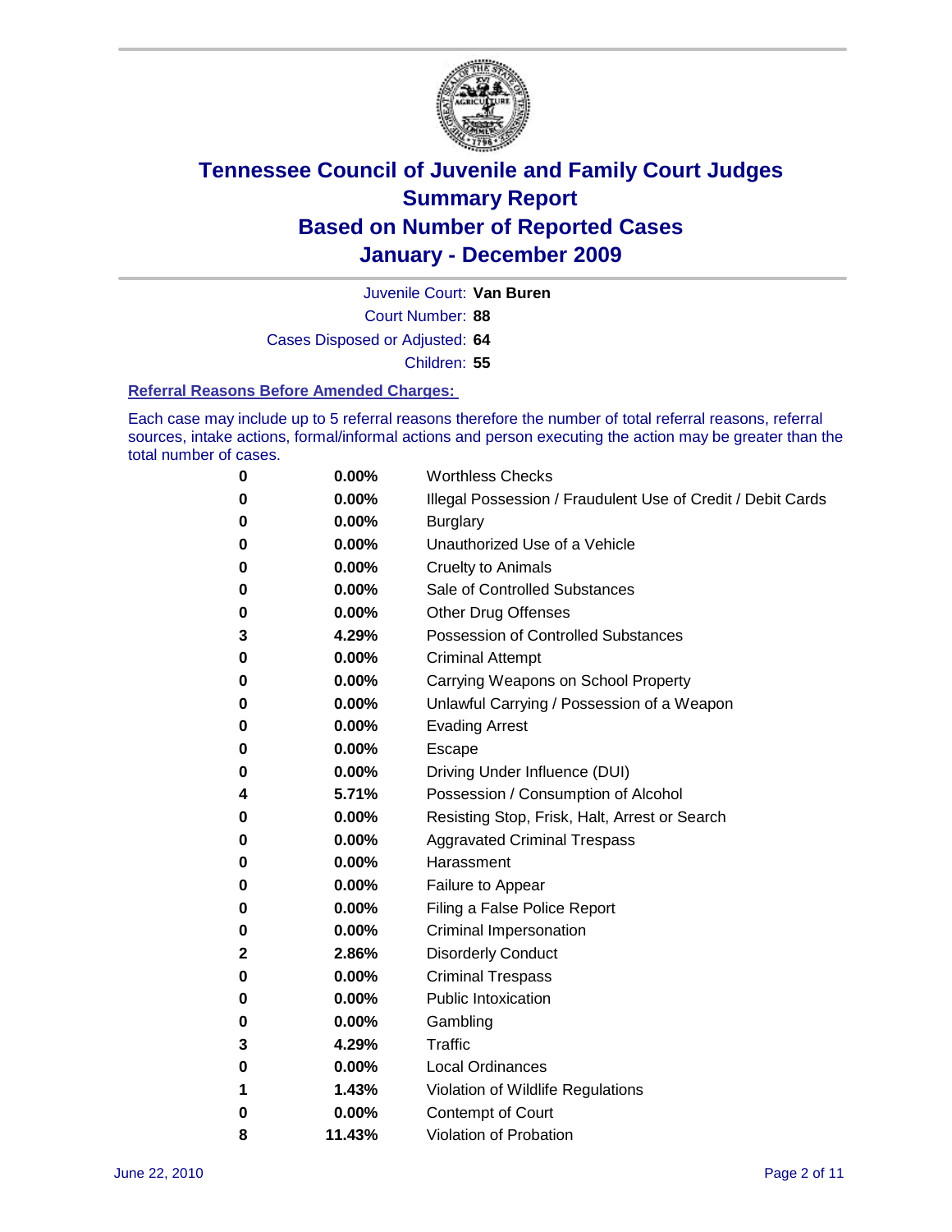# Tennessee Council of Juvenile and Family Court Judges
## Summary Report
## Based on Number of Reported Cases
## January - December 2009

Juvenile Court: **Van Buren**

Court Number: **88**

Cases Disposed or Adjusted: **64**

Children: **55**

### Referral Reasons Before Amended Charges:

Each case may include up to 5 referral reasons therefore the number of total referral reasons, referral sources, intake actions, formal/informal actions and person executing the action may be greater than the total number of cases.

| | | |
|---|---|---|
| 0 | 0.00% | Worthless Checks |
| 0 | 0.00% | Illegal Possession / Fraudulent Use of Credit / Debit Cards |
| 0 | 0.00% | Burglary |
| 0 | 0.00% | Unauthorized Use of a Vehicle |
| 0 | 0.00% | Cruelty to Animals |
| 0 | 0.00% | Sale of Controlled Substances |
| 0 | 0.00% | Other Drug Offenses |
| 3 | 4.29% | Possession of Controlled Substances |
| 0 | 0.00% | Criminal Attempt |
| 0 | 0.00% | Carrying Weapons on School Property |
| 0 | 0.00% | Unlawful Carrying / Possession of a Weapon |
| 0 | 0.00% | Evading Arrest |
| 0 | 0.00% | Escape |
| 0 | 0.00% | Driving Under Influence (DUI) |
| 4 | 5.71% | Possession / Consumption of Alcohol |
| 0 | 0.00% | Resisting Stop, Frisk, Halt, Arrest or Search |
| 0 | 0.00% | Aggravated Criminal Trespass |
| 0 | 0.00% | Harassment |
| 0 | 0.00% | Failure to Appear |
| 0 | 0.00% | Filing a False Police Report |
| 0 | 0.00% | Criminal Impersonation |
| 2 | 2.86% | Disorderly Conduct |
| 0 | 0.00% | Criminal Trespass |
| 0 | 0.00% | Public Intoxication |
| 0 | 0.00% | Gambling |
| 3 | 4.29% | Traffic |
| 0 | 0.00% | Local Ordinances |
| 1 | 1.43% | Violation of Wildlife Regulations |
| 0 | 0.00% | Contempt of Court |
| 8 | 11.43% | Violation of Probation |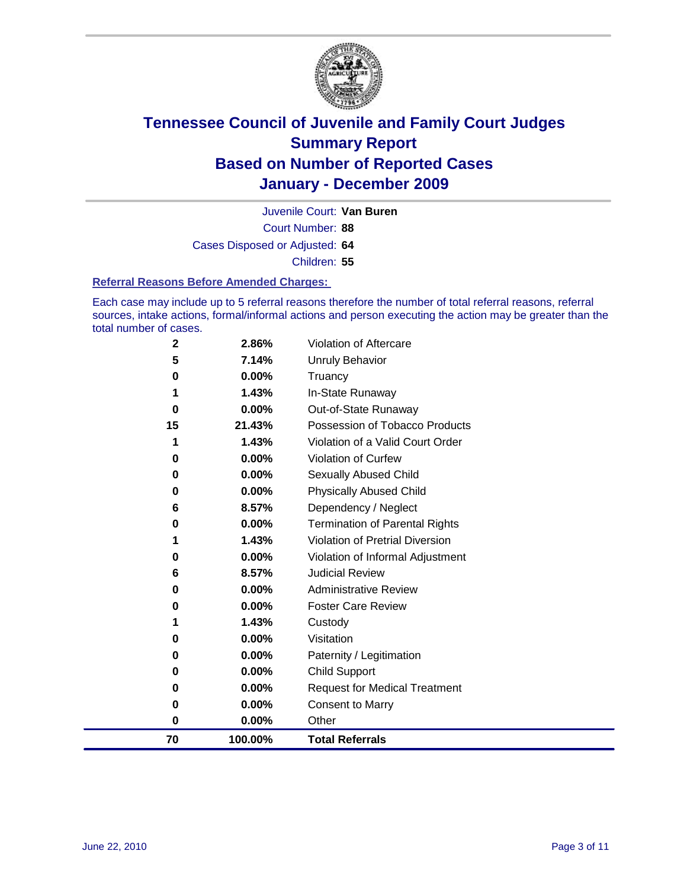# Tennessee Council of Juvenile and Family Court Judges
# Summary Report
# Based on Number of Reported Cases
# January - December 2009

Juvenile Court: **Van Buren**

Court Number: **88**

Cases Disposed or Adjusted: **64**

Children: **55**

### Referral Reasons Before Amended Charges:

Each case may include up to 5 referral reasons therefore the number of total referral reasons, referral sources, intake actions, formal/informal actions and person executing the action may be greater than the total number of cases.

| Count | Percent | Referral Reason |
|---|---|---|
| 2 | 2.86% | Violation of Aftercare |
| 5 | 7.14% | Unruly Behavior |
| 0 | 0.00% | Truancy |
| 1 | 1.43% | In-State Runaway |
| 0 | 0.00% | Out-of-State Runaway |
| 15 | 21.43% | Possession of Tobacco Products |
| 1 | 1.43% | Violation of a Valid Court Order |
| 0 | 0.00% | Violation of Curfew |
| 0 | 0.00% | Sexually Abused Child |
| 0 | 0.00% | Physically Abused Child |
| 6 | 8.57% | Dependency / Neglect |
| 0 | 0.00% | Termination of Parental Rights |
| 1 | 1.43% | Violation of Pretrial Diversion |
| 0 | 0.00% | Violation of Informal Adjustment |
| 6 | 8.57% | Judicial Review |
| 0 | 0.00% | Administrative Review |
| 0 | 0.00% | Foster Care Review |
| 1 | 1.43% | Custody |
| 0 | 0.00% | Visitation |
| 0 | 0.00% | Paternity / Legitimation |
| 0 | 0.00% | Child Support |
| 0 | 0.00% | Request for Medical Treatment |
| 0 | 0.00% | Consent to Marry |
| 0 | 0.00% | Other |
| **70** | **100.00%** | **Total Referrals** |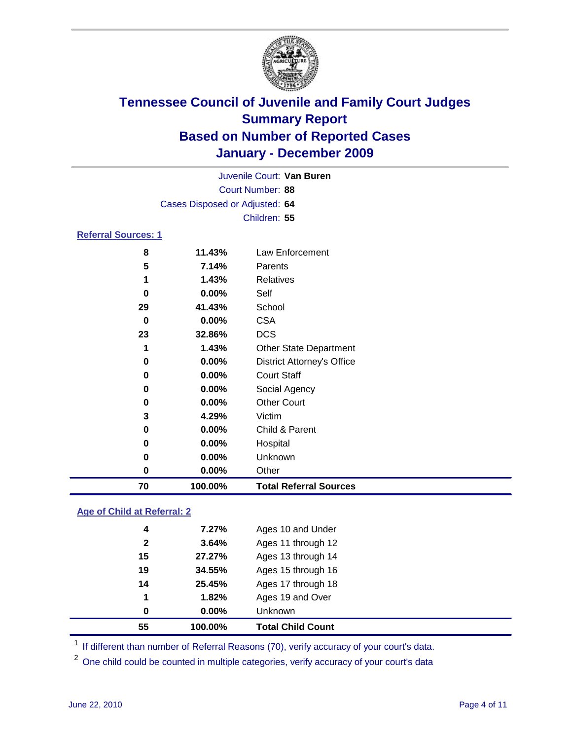# Tennessee Council of Juvenile and Family Court Judges
## Summary Report
## Based on Number of Reported Cases
## January - December 2009

Juvenile Court: **Van Buren**
Court Number: **88**
Cases Disposed or Adjusted: **64**
Children: **55**

### Referral Sources: 1

| | | |
|---|---|---|
| **8** | **11.43%** | Law Enforcement |
| **5** | **7.14%** | Parents |
| **1** | **1.43%** | Relatives |
| **0** | **0.00%** | Self |
| **29** | **41.43%** | School |
| **0** | **0.00%** | CSA |
| **23** | **32.86%** | DCS |
| **1** | **1.43%** | Other State Department |
| **0** | **0.00%** | District Attorney's Office |
| **0** | **0.00%** | Court Staff |
| **0** | **0.00%** | Social Agency |
| **0** | **0.00%** | Other Court |
| **3** | **4.29%** | Victim |
| **0** | **0.00%** | Child & Parent |
| **0** | **0.00%** | Hospital |
| **0** | **0.00%** | Unknown |
| **0** | **0.00%** | Other |
| **70** | **100.00%** | **Total Referral Sources** |

### Age of Child at Referral: 2

| | | |
|---|---|---|
| **4** | **7.27%** | Ages 10 and Under |
| **2** | **3.64%** | Ages 11 through 12 |
| **15** | **27.27%** | Ages 13 through 14 |
| **19** | **34.55%** | Ages 15 through 16 |
| **14** | **25.45%** | Ages 17 through 18 |
| **1** | **1.82%** | Ages 19 and Over |
| **0** | **0.00%** | Unknown |
| **55** | **100.00%** | **Total Child Count** |

[1] If different than number of Referral Reasons (70), verify accuracy of your court's data.

[2] One child could be counted in multiple categories, verify accuracy of your court's data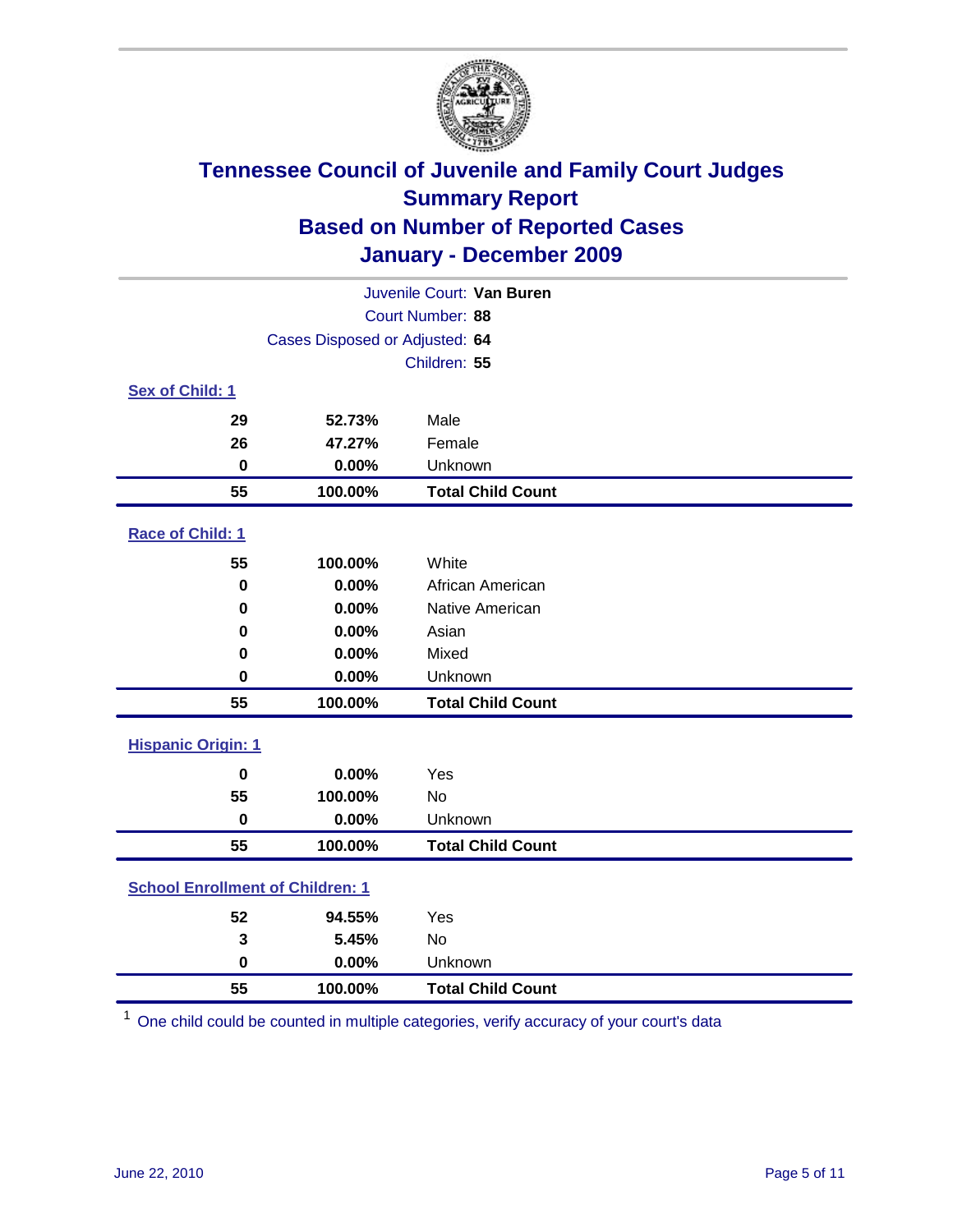# Tennessee Council of Juvenile and Family Court Judges
## Summary Report
## Based on Number of Reported Cases
## January - December 2009

Juvenile Court: **Van Buren**
Court Number: **88**
Cases Disposed or Adjusted: **64**
Children: **55**

### Sex of Child: 1

| Count | Percent | Category |
|---|---|---|
| 29 | 52.73% | Male |
| 26 | 47.27% | Female |
| 0 | 0.00% | Unknown |
| **55** | **100.00%** | **Total Child Count** |

### Race of Child: 1

| Count | Percent | Category |
|---|---|---|
| 55 | 100.00% | White |
| 0 | 0.00% | African American |
| 0 | 0.00% | Native American |
| 0 | 0.00% | Asian |
| 0 | 0.00% | Mixed |
| 0 | 0.00% | Unknown |
| **55** | **100.00%** | **Total Child Count** |

### Hispanic Origin: 1

| Count | Percent | Category |
|---|---|---|
| 0 | 0.00% | Yes |
| 55 | 100.00% | No |
| 0 | 0.00% | Unknown |
| **55** | **100.00%** | **Total Child Count** |

### School Enrollment of Children: 1

| Count | Percent | Category |
|---|---|---|
| 52 | 94.55% | Yes |
| 3 | 5.45% | No |
| 0 | 0.00% | Unknown |
| **55** | **100.00%** | **Total Child Count** |

[1] One child could be counted in multiple categories, verify accuracy of your court's data

June 22, 2010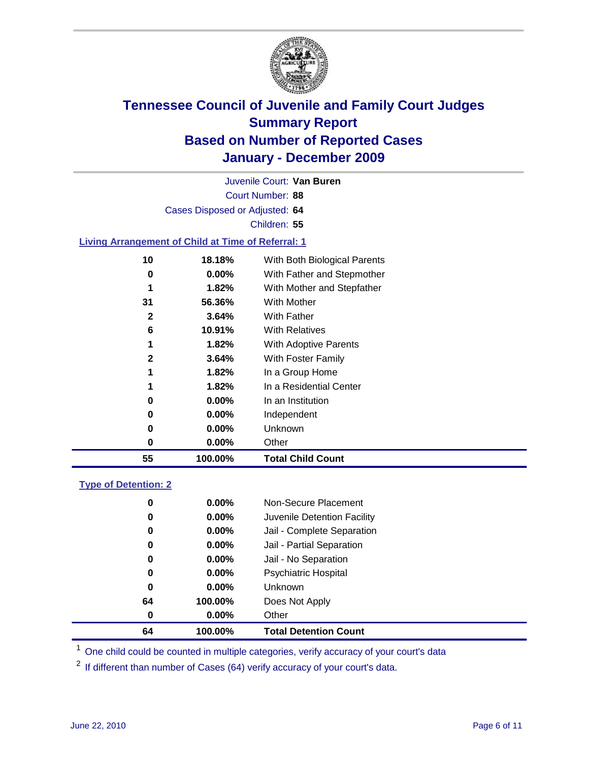# Tennessee Council of Juvenile and Family Court Judges
## Summary Report
## Based on Number of Reported Cases
## January - December 2009

Juvenile Court: **Van Buren**

Court Number: **88**

Cases Disposed or Adjusted: **64**

Children: **55**

### Living Arrangement of Child at Time of Referral: 1

| Count | Percent | Category |
|---|---|---|
| 10 | 18.18% | With Both Biological Parents |
| 0 | 0.00% | With Father and Stepmother |
| 1 | 1.82% | With Mother and Stepfather |
| 31 | 56.36% | With Mother |
| 2 | 3.64% | With Father |
| 6 | 10.91% | With Relatives |
| 1 | 1.82% | With Adoptive Parents |
| 2 | 3.64% | With Foster Family |
| 1 | 1.82% | In a Group Home |
| 1 | 1.82% | In a Residential Center |
| 0 | 0.00% | In an Institution |
| 0 | 0.00% | Independent |
| 0 | 0.00% | Unknown |
| 0 | 0.00% | Other |
| **55** | **100.00%** | **Total Child Count** |

### Type of Detention: 2

| Count | Percent | Category |
|---|---|---|
| 0 | 0.00% | Non-Secure Placement |
| 0 | 0.00% | Juvenile Detention Facility |
| 0 | 0.00% | Jail - Complete Separation |
| 0 | 0.00% | Jail - Partial Separation |
| 0 | 0.00% | Jail - No Separation |
| 0 | 0.00% | Psychiatric Hospital |
| 0 | 0.00% | Unknown |
| 64 | 100.00% | Does Not Apply |
| 0 | 0.00% | Other |
| **64** | **100.00%** | **Total Detention Count** |

[1] One child could be counted in multiple categories, verify accuracy of your court's data

[2] If different than number of Cases (64) verify accuracy of your court's data.

June 22, 2010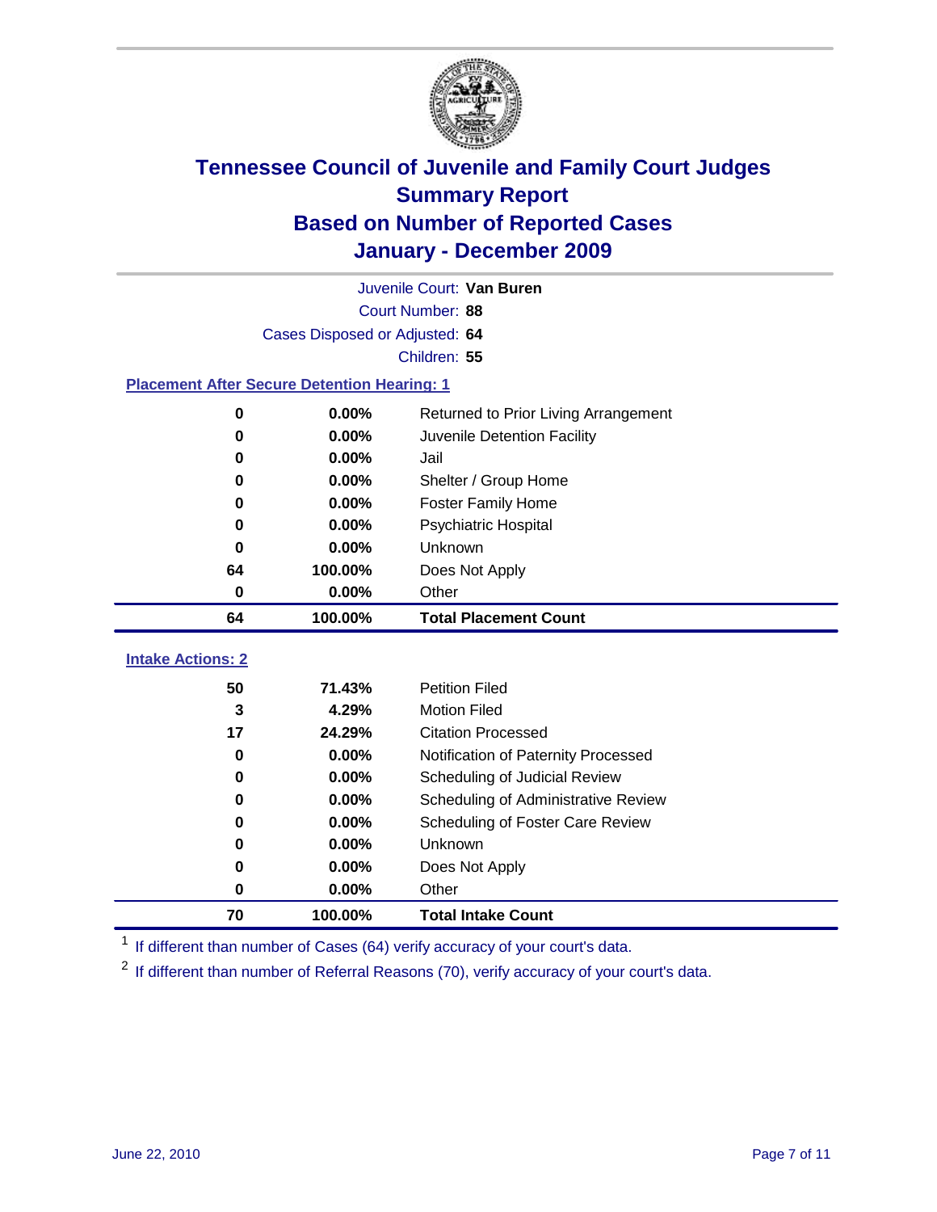# Tennessee Council of Juvenile and Family Court Judges
## Summary Report
## Based on Number of Reported Cases
## January - December 2009

Juvenile Court: **Van Buren**

Court Number: **88**

Cases Disposed or Adjusted: **64**

Children: **55**

### Placement After Secure Detention Hearing: 1

| Count | Percent | Placement |
|---|---|---|
| 0 | 0.00% | Returned to Prior Living Arrangement |
| 0 | 0.00% | Juvenile Detention Facility |
| 0 | 0.00% | Jail |
| 0 | 0.00% | Shelter / Group Home |
| 0 | 0.00% | Foster Family Home |
| 0 | 0.00% | Psychiatric Hospital |
| 0 | 0.00% | Unknown |
| 64 | 100.00% | Does Not Apply |
| 0 | 0.00% | Other |
| **64** | **100.00%** | **Total Placement Count** |

### Intake Actions: 2

| Count | Percent | Intake Action |
|---|---|---|
| 50 | 71.43% | Petition Filed |
| 3 | 4.29% | Motion Filed |
| 17 | 24.29% | Citation Processed |
| 0 | 0.00% | Notification of Paternity Processed |
| 0 | 0.00% | Scheduling of Judicial Review |
| 0 | 0.00% | Scheduling of Administrative Review |
| 0 | 0.00% | Scheduling of Foster Care Review |
| 0 | 0.00% | Unknown |
| 0 | 0.00% | Does Not Apply |
| 0 | 0.00% | Other |
| **70** | **100.00%** | **Total Intake Count** |

[1] If different than number of Cases (64) verify accuracy of your court's data.

[2] If different than number of Referral Reasons (70), verify accuracy of your court's data.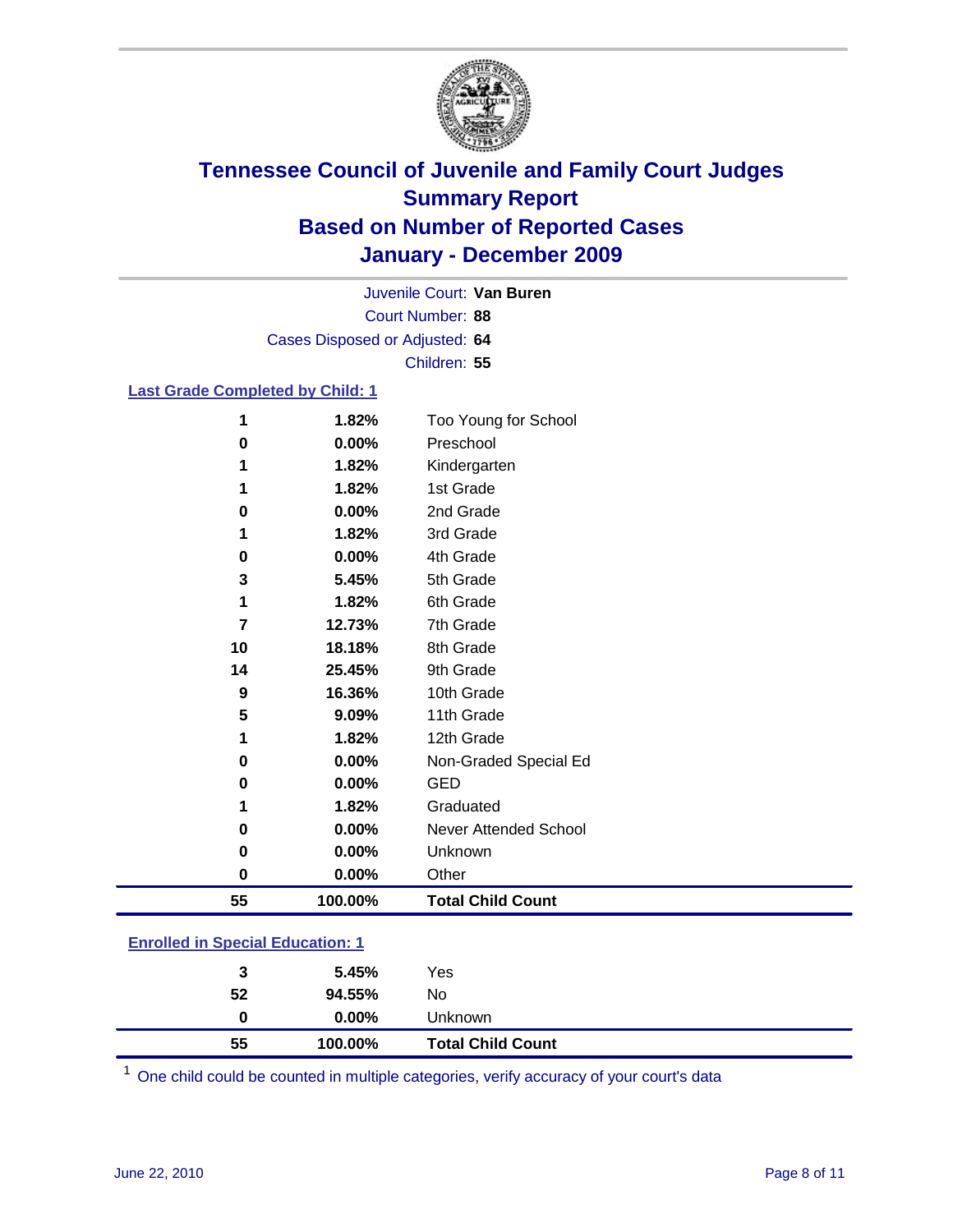# Tennessee Council of Juvenile and Family Court Judges
## Summary Report
## Based on Number of Reported Cases
## January - December 2009

Juvenile Court: **Van Buren**
Court Number: **88**
Cases Disposed or Adjusted: **64**
Children: **55**

### Last Grade Completed by Child: 1

| Count | Percent | Category |
|---|---|---|
| 1 | 1.82% | Too Young for School |
| 0 | 0.00% | Preschool |
| 1 | 1.82% | Kindergarten |
| 1 | 1.82% | 1st Grade |
| 0 | 0.00% | 2nd Grade |
| 1 | 1.82% | 3rd Grade |
| 0 | 0.00% | 4th Grade |
| 3 | 5.45% | 5th Grade |
| 1 | 1.82% | 6th Grade |
| 7 | 12.73% | 7th Grade |
| 10 | 18.18% | 8th Grade |
| 14 | 25.45% | 9th Grade |
| 9 | 16.36% | 10th Grade |
| 5 | 9.09% | 11th Grade |
| 1 | 1.82% | 12th Grade |
| 0 | 0.00% | Non-Graded Special Ed |
| 0 | 0.00% | GED |
| 1 | 1.82% | Graduated |
| 0 | 0.00% | Never Attended School |
| 0 | 0.00% | Unknown |
| 0 | 0.00% | Other |
| **55** | **100.00%** | **Total Child Count** |

### Enrolled in Special Education: 1

| Count | Percent | Category |
|---|---|---|
| 3 | 5.45% | Yes |
| 52 | 94.55% | No |
| 0 | 0.00% | Unknown |
| **55** | **100.00%** | **Total Child Count** |

[1] One child could be counted in multiple categories, verify accuracy of your court's data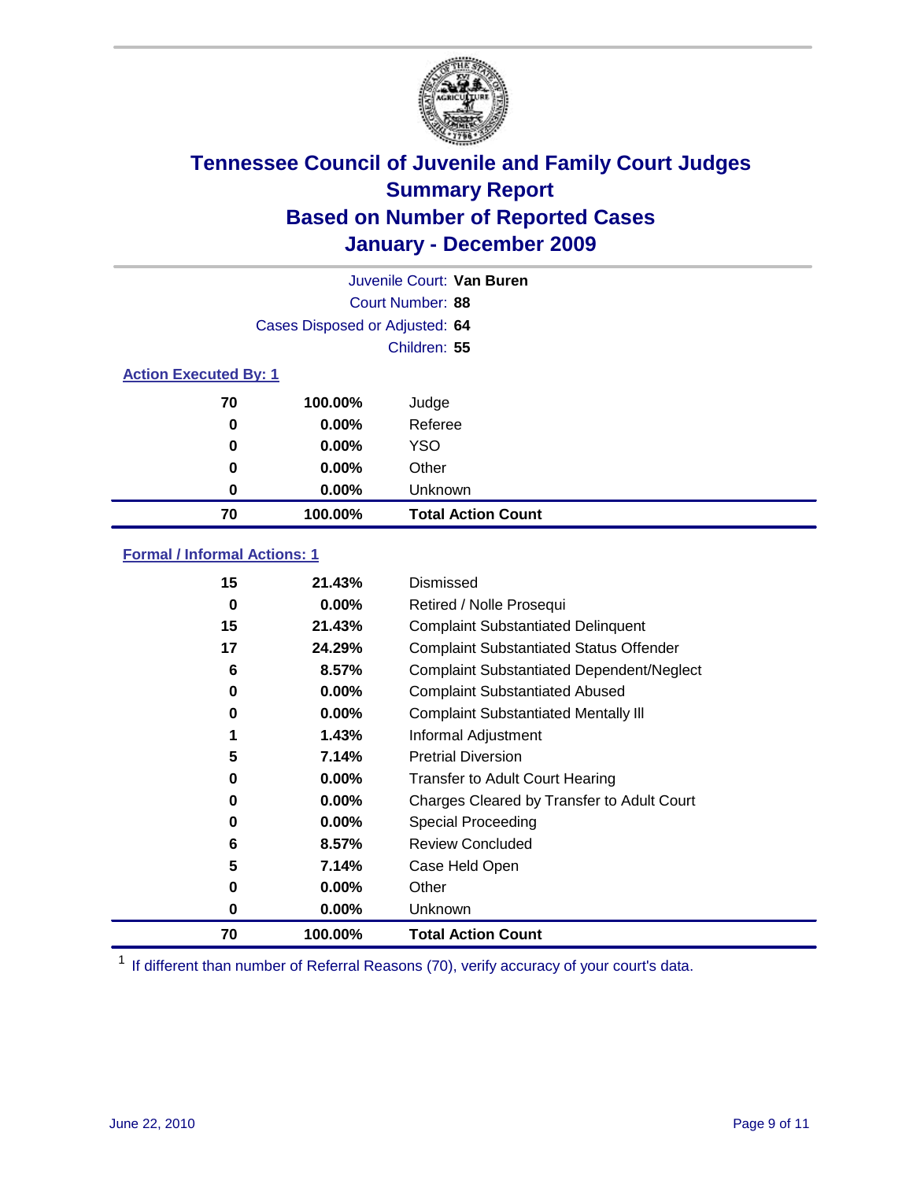# Tennessee Council of Juvenile and Family Court Judges
## Summary Report
## Based on Number of Reported Cases
## January - December 2009

Juvenile Court: **Van Buren**

Court Number: **88**

Cases Disposed or Adjusted: **64**

Children: **55**

### Action Executed By: 1

| | | |
|---|---|---|
| 70 | 100.00% | Judge |
| 0 | 0.00% | Referee |
| 0 | 0.00% | YSO |
| 0 | 0.00% | Other |
| 0 | 0.00% | Unknown |
| **70** | **100.00%** | **Total Action Count** |

### Formal / Informal Actions: 1

| | | |
|---|---|---|
| 15 | 21.43% | Dismissed |
| 0 | 0.00% | Retired / Nolle Prosequi |
| 15 | 21.43% | Complaint Substantiated Delinquent |
| 17 | 24.29% | Complaint Substantiated Status Offender |
| 6 | 8.57% | Complaint Substantiated Dependent/Neglect |
| 0 | 0.00% | Complaint Substantiated Abused |
| 0 | 0.00% | Complaint Substantiated Mentally Ill |
| 1 | 1.43% | Informal Adjustment |
| 5 | 7.14% | Pretrial Diversion |
| 0 | 0.00% | Transfer to Adult Court Hearing |
| 0 | 0.00% | Charges Cleared by Transfer to Adult Court |
| 0 | 0.00% | Special Proceeding |
| 6 | 8.57% | Review Concluded |
| 5 | 7.14% | Case Held Open |
| 0 | 0.00% | Other |
| 0 | 0.00% | Unknown |
| **70** | **100.00%** | **Total Action Count** |

[1] If different than number of Referral Reasons (70), verify accuracy of your court's data.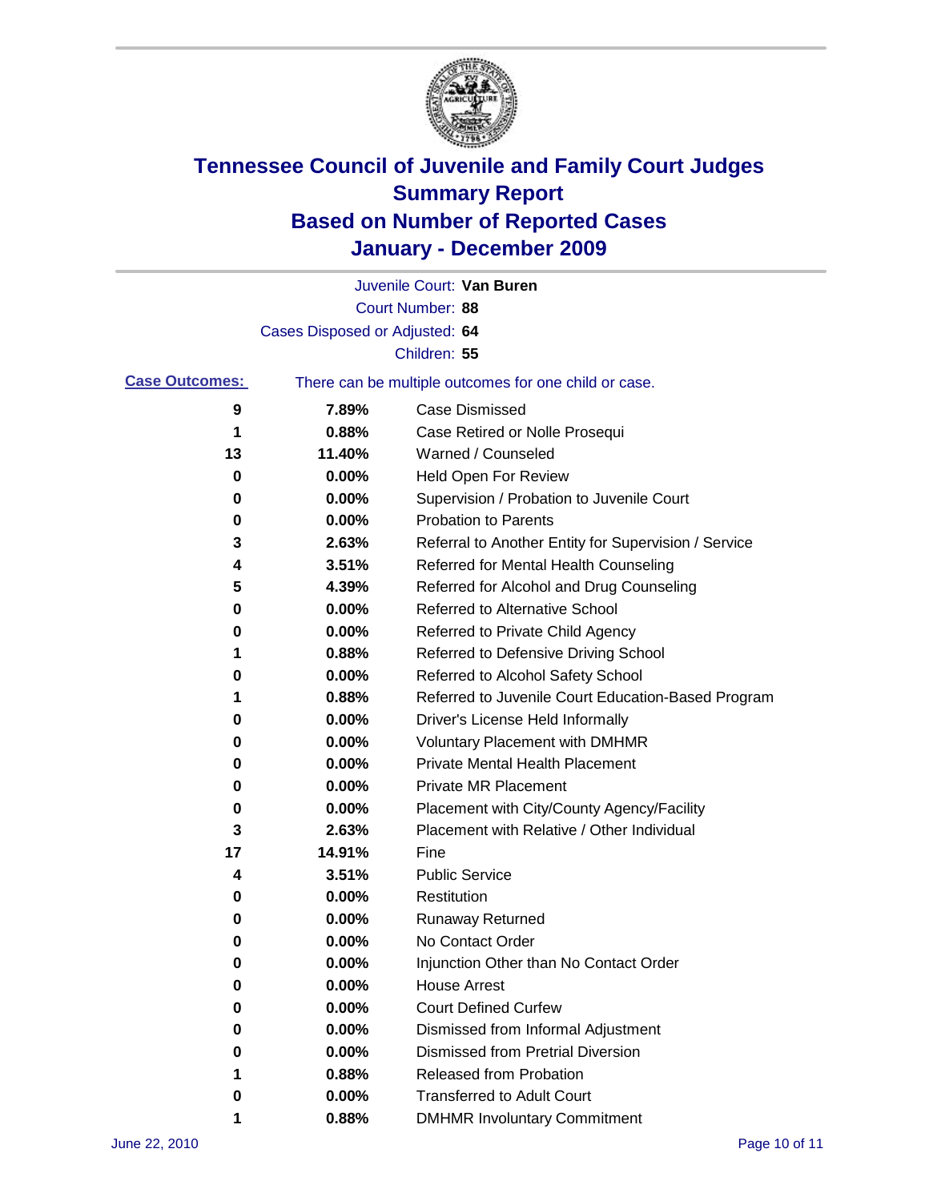# Tennessee Council of Juvenile and Family Court Judges
## Summary Report
## Based on Number of Reported Cases
## January - December 2009

Juvenile Court: **Van Buren**

Court Number: **88**

Cases Disposed or Adjusted: **64**

Children: **55**

**Case Outcomes:** There can be multiple outcomes for one child or case.

| Count | Percent | Outcome |
|---|---|---|
| 9 | 7.89% | Case Dismissed |
| 1 | 0.88% | Case Retired or Nolle Prosequi |
| 13 | 11.40% | Warned / Counseled |
| 0 | 0.00% | Held Open For Review |
| 0 | 0.00% | Supervision / Probation to Juvenile Court |
| 0 | 0.00% | Probation to Parents |
| 3 | 2.63% | Referral to Another Entity for Supervision / Service |
| 4 | 3.51% | Referred for Mental Health Counseling |
| 5 | 4.39% | Referred for Alcohol and Drug Counseling |
| 0 | 0.00% | Referred to Alternative School |
| 0 | 0.00% | Referred to Private Child Agency |
| 1 | 0.88% | Referred to Defensive Driving School |
| 0 | 0.00% | Referred to Alcohol Safety School |
| 1 | 0.88% | Referred to Juvenile Court Education-Based Program |
| 0 | 0.00% | Driver's License Held Informally |
| 0 | 0.00% | Voluntary Placement with DMHMR |
| 0 | 0.00% | Private Mental Health Placement |
| 0 | 0.00% | Private MR Placement |
| 0 | 0.00% | Placement with City/County Agency/Facility |
| 3 | 2.63% | Placement with Relative / Other Individual |
| 17 | 14.91% | Fine |
| 4 | 3.51% | Public Service |
| 0 | 0.00% | Restitution |
| 0 | 0.00% | Runaway Returned |
| 0 | 0.00% | No Contact Order |
| 0 | 0.00% | Injunction Other than No Contact Order |
| 0 | 0.00% | House Arrest |
| 0 | 0.00% | Court Defined Curfew |
| 0 | 0.00% | Dismissed from Informal Adjustment |
| 0 | 0.00% | Dismissed from Pretrial Diversion |
| 1 | 0.88% | Released from Probation |
| 0 | 0.00% | Transferred to Adult Court |
| 1 | 0.88% | DMHMR Involuntary Commitment |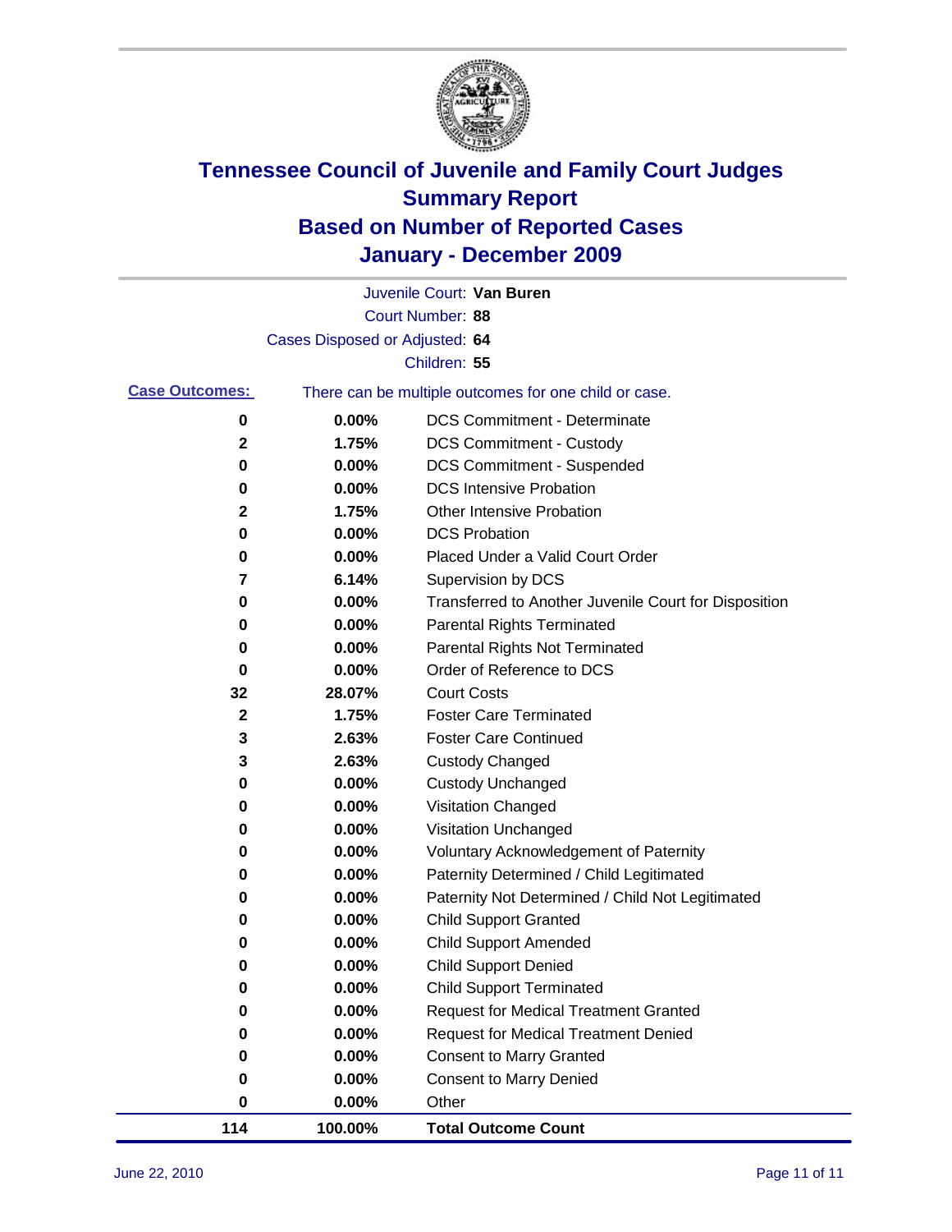# Tennessee Council of Juvenile and Family Court Judges
## Summary Report
## Based on Number of Reported Cases
## January - December 2009

Juvenile Court: **Van Buren**

Court Number: **88**

Cases Disposed or Adjusted: **64**

Children: **55**

**Case Outcomes:** There can be multiple outcomes for one child or case.

| | | |
|---|---|---|
| 0 | 0.00% | DCS Commitment - Determinate |
| 2 | 1.75% | DCS Commitment - Custody |
| 0 | 0.00% | DCS Commitment - Suspended |
| 0 | 0.00% | DCS Intensive Probation |
| 2 | 1.75% | Other Intensive Probation |
| 0 | 0.00% | DCS Probation |
| 0 | 0.00% | Placed Under a Valid Court Order |
| 7 | 6.14% | Supervision by DCS |
| 0 | 0.00% | Transferred to Another Juvenile Court for Disposition |
| 0 | 0.00% | Parental Rights Terminated |
| 0 | 0.00% | Parental Rights Not Terminated |
| 0 | 0.00% | Order of Reference to DCS |
| 32 | 28.07% | Court Costs |
| 2 | 1.75% | Foster Care Terminated |
| 3 | 2.63% | Foster Care Continued |
| 3 | 2.63% | Custody Changed |
| 0 | 0.00% | Custody Unchanged |
| 0 | 0.00% | Visitation Changed |
| 0 | 0.00% | Visitation Unchanged |
| 0 | 0.00% | Voluntary Acknowledgement of Paternity |
| 0 | 0.00% | Paternity Determined / Child Legitimated |
| 0 | 0.00% | Paternity Not Determined / Child Not Legitimated |
| 0 | 0.00% | Child Support Granted |
| 0 | 0.00% | Child Support Amended |
| 0 | 0.00% | Child Support Denied |
| 0 | 0.00% | Child Support Terminated |
| 0 | 0.00% | Request for Medical Treatment Granted |
| 0 | 0.00% | Request for Medical Treatment Denied |
| 0 | 0.00% | Consent to Marry Granted |
| 0 | 0.00% | Consent to Marry Denied |
| 0 | 0.00% | Other |
| **114** | **100.00%** | **Total Outcome Count** |

June 22, 2010